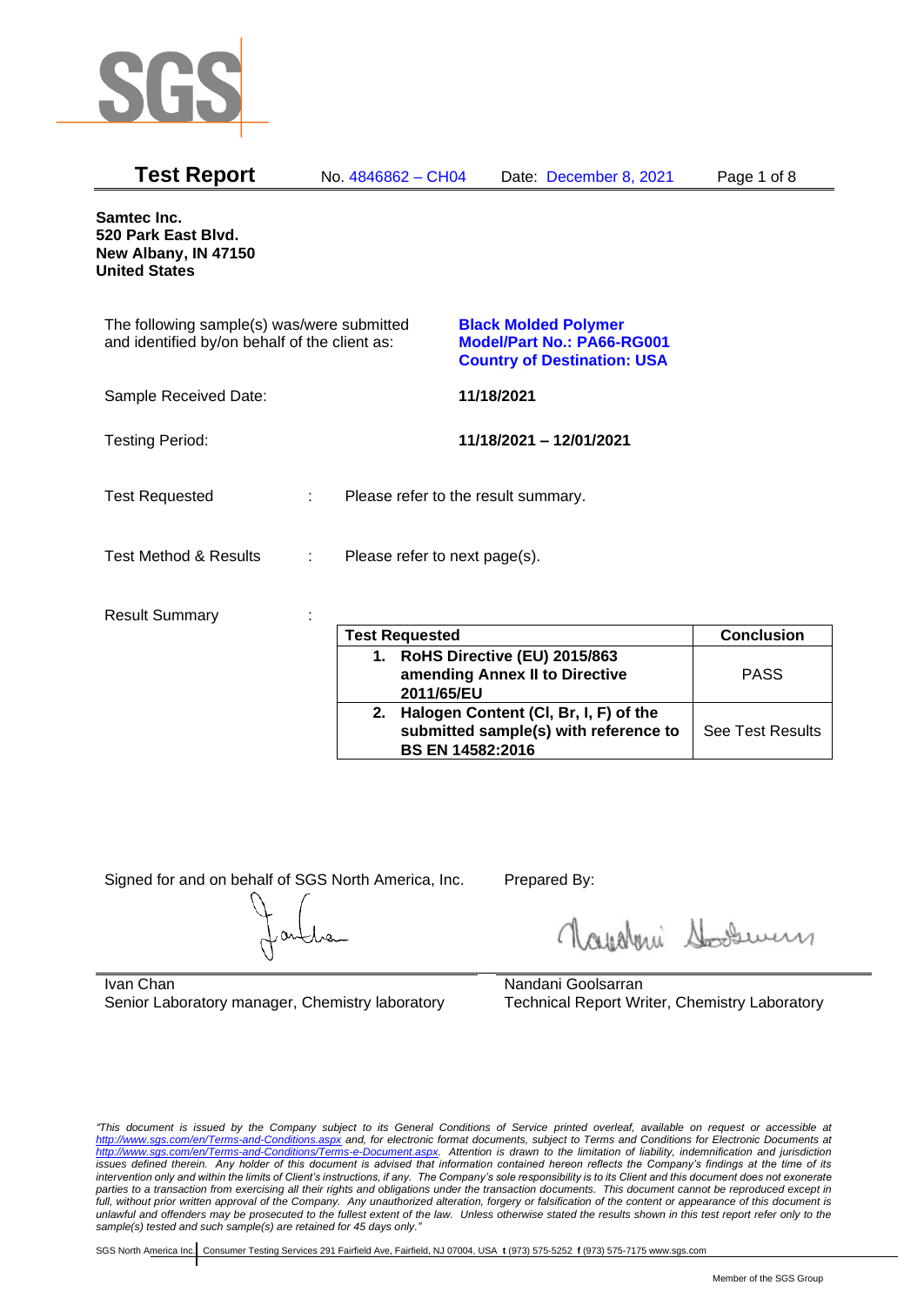SGS

# Test Report

No. 4846862 – CH04 | Date: December 8, 2021

**Samtec Inc.**
**520 Park East Blvd.**
**New Albany, IN 47150**
**United States**

The following sample(s) was/were submitted and identified by/on behalf of the client as:

**Black Molded Polymer**
**Model/Part No.: PA66-RG001**
**Country of Destination: USA**

Sample Received Date: **11/18/2021**

Testing Period: **11/18/2021 – 12/01/2021**

Test Requested : Please refer to the result summary.

Test Method & Results : Please refer to next page(s).

Result Summary :

| Test Requested | Conclusion |
|---|---|
| **1. RoHS Directive (EU) 2015/863 amending Annex II to Directive 2011/65/EU** | PASS |
| **2. Halogen Content (Cl, Br, I, F) of the submitted sample(s) with reference to BS EN 14582:2016** | See Test Results |

Signed for and on behalf of SGS North America, Inc.

Ivan Chan
Senior Laboratory manager, Chemistry laboratory

Prepared By:

Nandani Goolsarran
Technical Report Writer, Chemistry Laboratory

*"This document is issued by the Company subject to its General Conditions of Service printed overleaf, available on request or accessible at http://www.sgs.com/en/Terms-and-Conditions.aspx and, for electronic format documents, subject to Terms and Conditions for Electronic Documents at http://www.sgs.com/en/Terms-and-Conditions/Terms-e-Document.aspx. Attention is drawn to the limitation of liability, indemnification and jurisdiction issues defined therein. Any holder of this document is advised that information contained hereon reflects the Company's findings at the time of its intervention only and within the limits of Client's instructions, if any. The Company's sole responsibility is to its Client and this document does not exonerate parties to a transaction from exercising all their rights and obligations under the transaction documents. This document cannot be reproduced except in full, without prior written approval of the Company. Any unauthorized alteration, forgery or falsification of the content or appearance of this document is unlawful and offenders may be prosecuted to the fullest extent of the law. Unless otherwise stated the results shown in this test report refer only to the sample(s) tested and such sample(s) are retained for 45 days only."*

SGS North America Inc. | Consumer Testing Services 291 Fairfield Ave, Fairfield, NJ 07004, USA **t** (973) 575-5252 **f** (973) 575-7175 www.sgs.com

Member of the SGS Group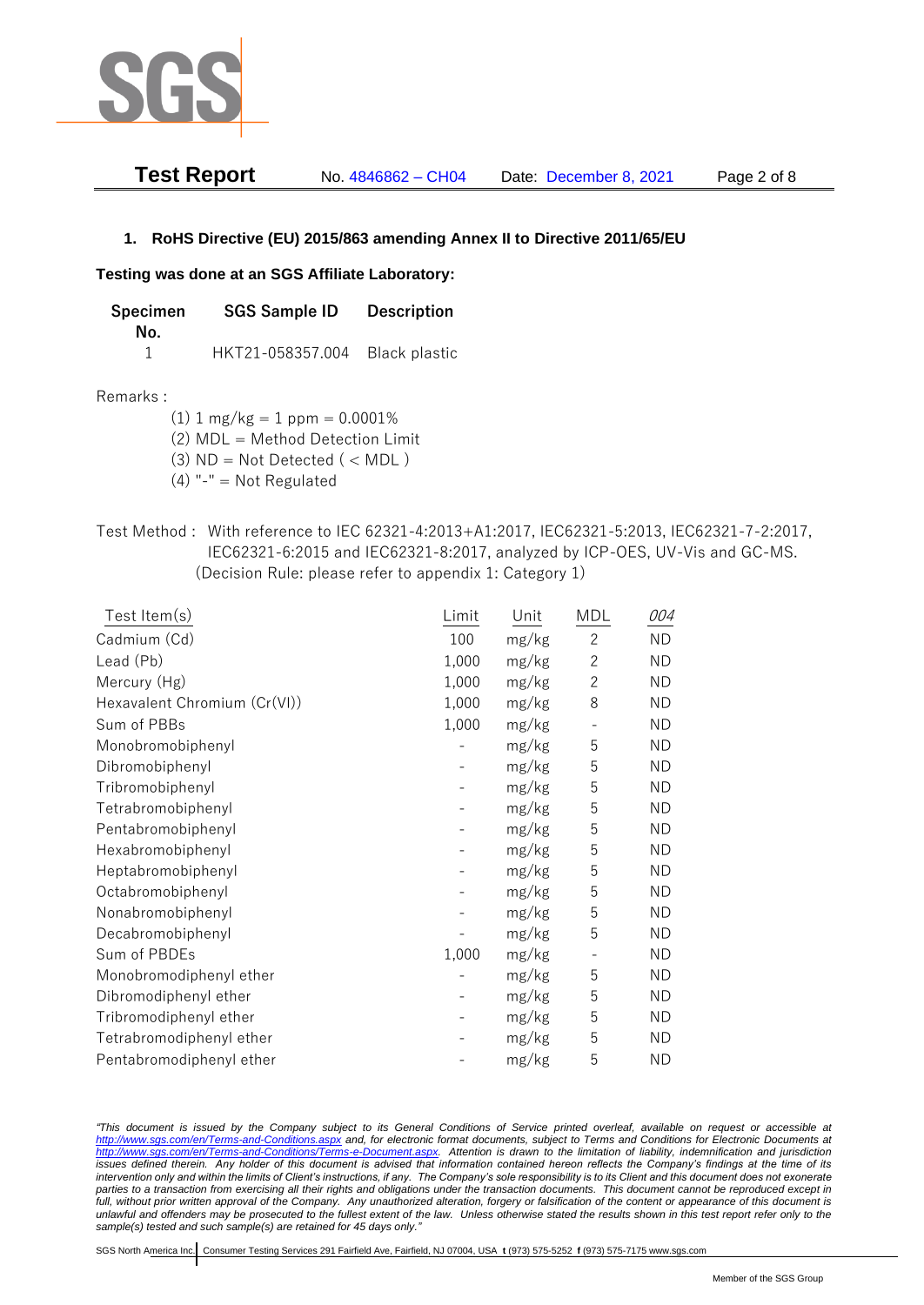## 1. RoHS Directive (EU) 2015/863 amending Annex II to Directive 2011/65/EU

**Testing was done at an SGS Affiliate Laboratory:**

| Specimen No. | SGS Sample ID | Description |
|---|---|---|
| 1 | HKT21-058357.004 | Black plastic |

Remarks :

(1) 1 mg/kg = 1 ppm = 0.0001%
(2) MDL = Method Detection Limit
(3) ND = Not Detected ( < MDL )
(4) "-" = Not Regulated

Test Method : With reference to IEC 62321-4:2013+A1:2017, IEC62321-5:2013, IEC62321-7-2:2017, IEC62321-6:2015 and IEC62321-8:2017, analyzed by ICP-OES, UV-Vis and GC-MS. (Decision Rule: please refer to appendix 1: Category 1)

| Test Item(s) | Limit | Unit | MDL | *004* |
|---|---|---|---|---|
| Cadmium (Cd) | 100 | mg/kg | 2 | ND |
| Lead (Pb) | 1,000 | mg/kg | 2 | ND |
| Mercury (Hg) | 1,000 | mg/kg | 2 | ND |
| Hexavalent Chromium (Cr(VI)) | 1,000 | mg/kg | 8 | ND |
| Sum of PBBs | 1,000 | mg/kg | - | ND |
| Monobromobiphenyl | - | mg/kg | 5 | ND |
| Dibromobiphenyl | - | mg/kg | 5 | ND |
| Tribromobiphenyl | - | mg/kg | 5 | ND |
| Tetrabromobiphenyl | - | mg/kg | 5 | ND |
| Pentabromobiphenyl | - | mg/kg | 5 | ND |
| Hexabromobiphenyl | - | mg/kg | 5 | ND |
| Heptabromobiphenyl | - | mg/kg | 5 | ND |
| Octabromobiphenyl | - | mg/kg | 5 | ND |
| Nonabromobiphenyl | - | mg/kg | 5 | ND |
| Decabromobiphenyl | - | mg/kg | 5 | ND |
| Sum of PBDEs | 1,000 | mg/kg | - | ND |
| Monobromodiphenyl ether | - | mg/kg | 5 | ND |
| Dibromodiphenyl ether | - | mg/kg | 5 | ND |
| Tribromodiphenyl ether | - | mg/kg | 5 | ND |
| Tetrabromodiphenyl ether | - | mg/kg | 5 | ND |
| Pentabromodiphenyl ether | - | mg/kg | 5 | ND |

*"This document is issued by the Company subject to its General Conditions of Service printed overleaf, available on request or accessible at http://www.sgs.com/en/Terms-and-Conditions.aspx and, for electronic format documents, subject to Terms and Conditions for Electronic Documents at http://www.sgs.com/en/Terms-and-Conditions/Terms-e-Document.aspx. Attention is drawn to the limitation of liability, indemnification and jurisdiction issues defined therein. Any holder of this document is advised that information contained hereon reflects the Company's findings at the time of its intervention only and within the limits of Client's instructions, if any. The Company's sole responsibility is to its Client and this document does not exonerate parties to a transaction from exercising all their rights and obligations under the transaction documents. This document cannot be reproduced except in full, without prior written approval of the Company. Any unauthorized alteration, forgery or falsification of the content or appearance of this document is unlawful and offenders may be prosecuted to the fullest extent of the law. Unless otherwise stated the results shown in this test report refer only to the sample(s) tested and such sample(s) are retained for 45 days only."*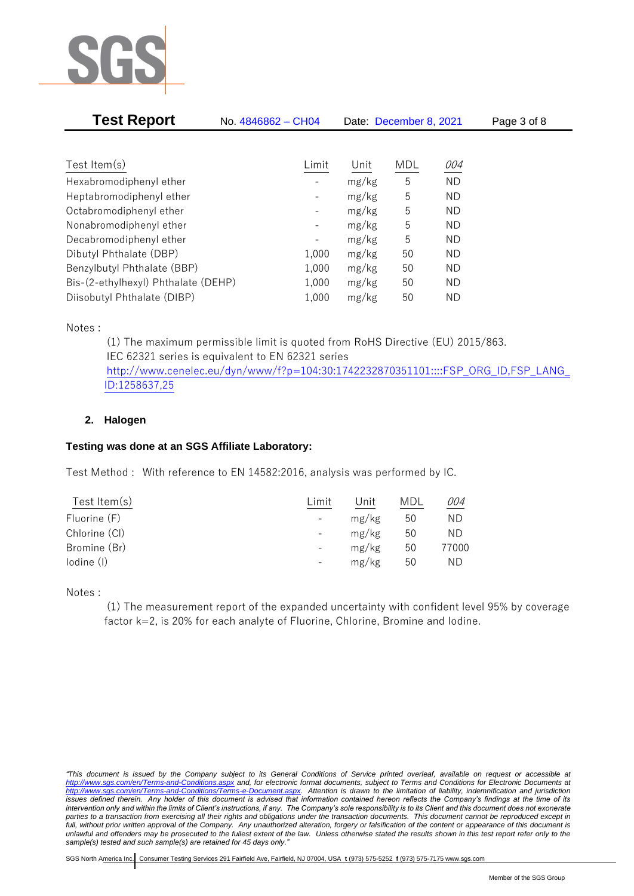| Test Item(s) | Limit | Unit | MDL | 004 |
|---|---|---|---|---|
| Hexabromodiphenyl ether | - | mg/kg | 5 | ND |
| Heptabromodiphenyl ether | - | mg/kg | 5 | ND |
| Octabromodiphenyl ether | - | mg/kg | 5 | ND |
| Nonabromodiphenyl ether | - | mg/kg | 5 | ND |
| Decabromodiphenyl ether | - | mg/kg | 5 | ND |
| Dibutyl Phthalate (DBP) | 1,000 | mg/kg | 50 | ND |
| Benzylbutyl Phthalate (BBP) | 1,000 | mg/kg | 50 | ND |
| Bis-(2-ethylhexyl) Phthalate (DEHP) | 1,000 | mg/kg | 50 | ND |
| Diisobutyl Phthalate (DIBP) | 1,000 | mg/kg | 50 | ND |

Notes :

(1) The maximum permissible limit is quoted from RoHS Directive (EU) 2015/863.
IEC 62321 series is equivalent to EN 62321 series
http://www.cenelec.eu/dyn/www/f?p=104:30:1742232870351101::::FSP_ORG_ID,FSP_LANG_ID:1258637,25

## 2. Halogen

**Testing was done at an SGS Affiliate Laboratory:**

Test Method : With reference to EN 14582:2016, analysis was performed by IC.

| Test Item(s) | Limit | Unit | MDL | 004 |
|---|---|---|---|---|
| Fluorine (F) | - | mg/kg | 50 | ND |
| Chlorine (Cl) | - | mg/kg | 50 | ND |
| Bromine (Br) | - | mg/kg | 50 | 77000 |
| Iodine (I) | - | mg/kg | 50 | ND |

Notes :

(1) The measurement report of the expanded uncertainty with confident level 95% by coverage factor k=2, is 20% for each analyte of Fluorine, Chlorine, Bromine and Iodine.

*"This document is issued by the Company subject to its General Conditions of Service printed overleaf, available on request or accessible at http://www.sgs.com/en/Terms-and-Conditions.aspx and, for electronic format documents, subject to Terms and Conditions for Electronic Documents at http://www.sgs.com/en/Terms-and-Conditions/Terms-e-Document.aspx. Attention is drawn to the limitation of liability, indemnification and jurisdiction issues defined therein. Any holder of this document is advised that information contained hereon reflects the Company's findings at the time of its intervention only and within the limits of Client's instructions, if any. The Company's sole responsibility is to its Client and this document does not exonerate parties to a transaction from exercising all their rights and obligations under the transaction documents. This document cannot be reproduced except in full, without prior written approval of the Company. Any unauthorized alteration, forgery or falsification of the content or appearance of this document is unlawful and offenders may be prosecuted to the fullest extent of the law. Unless otherwise stated the results shown in this test report refer only to the sample(s) tested and such sample(s) are retained for 45 days only."*

SGS North America Inc. | Consumer Testing Services 291 Fairfield Ave, Fairfield, NJ 07004, USA **t** (973) 575-5252 **f** (973) 575-7175 www.sgs.com

Member of the SGS Group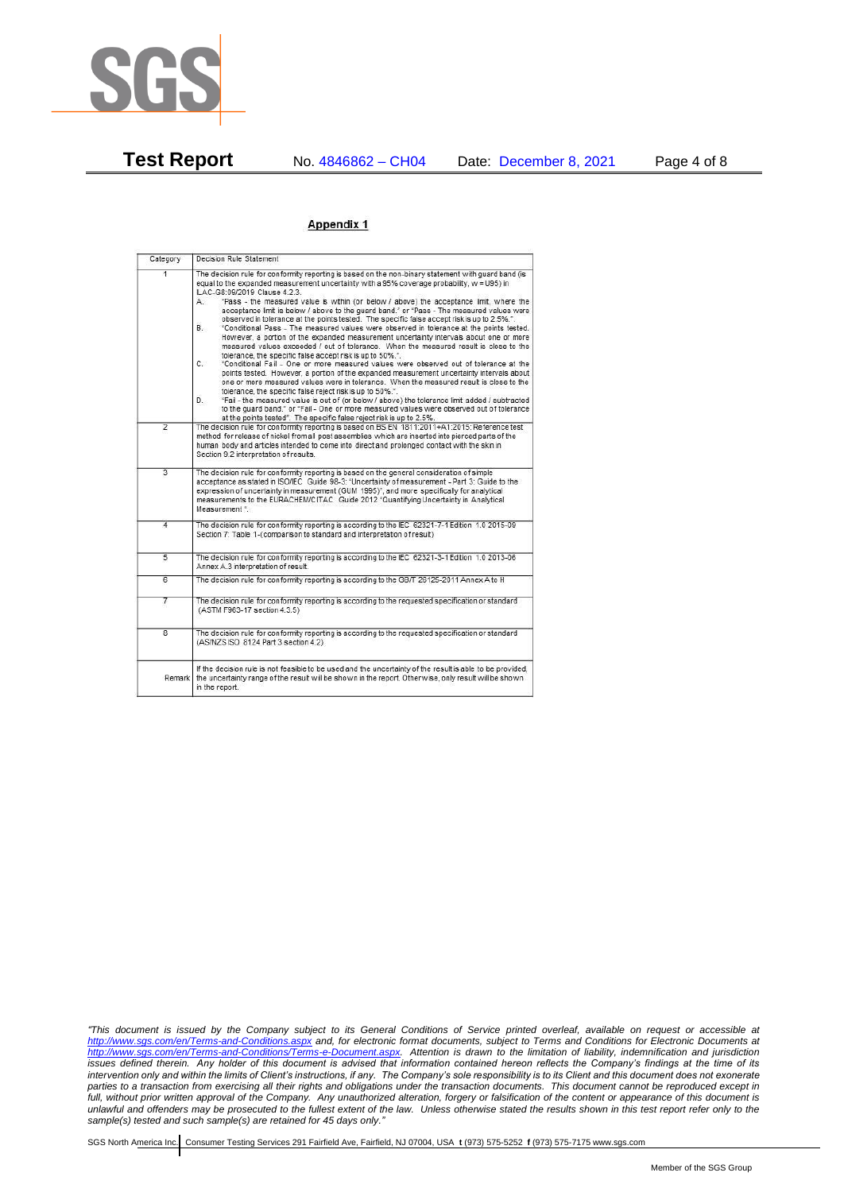## Appendix 1

| Category | Decision Rule Statement |
|---|---|
| 1 | The decision rule for conformity reporting is based on the non-binary statement with guard band (is equal to the expanded measurement uncertainty with a 95% coverage probability, w = U95) in ILAC-G8:09/2019 Clause 4.2.3.<br>A. "Pass - the measured value is within (or below / above) the acceptance limit, where the acceptance limit is below / above to the guard band." or "Pass - The measured values were observed in tolerance at the points tested. The specific false accept risk is up to 2.5%.".<br>B. "Conditional Pass - The measured values were observed in tolerance at the points tested. However, a portion of the expanded measurement uncertainty intervals about one or more measured values exceeded / out of tolerance. When the measured result is close to the tolerance, the specific false accept risk is up to 50%.".<br>C. "Conditional Fail - One or more measured values were observed out of tolerance at the points tested. However, a portion of the expanded measurement uncertainty intervals about one or more measured values were in tolerance. When the measured result is close to the tolerance, the specific false reject risk is up to 50%.".<br>D. "Fail - the measured value is out of (or below / above) the tolerance limit added / subtracted to the guard band." or "Fail - One or more measured values were observed out of tolerance at the points tested". The specific false reject risk is up to 2.5%. |
| 2 | The decision rule for conformity reporting is based on BS EN 1811:2011+A1:2015: Reference test method for release of nickel from all post assemblies which are inserted into pierced parts of the human body and articles intended to come into direct and prolonged contact with the skin in Section 9.2 interpretation of results. |
| 3 | The decision rule for conformity reporting is based on the general consideration of simple acceptance as stated in ISO/IEC Guide 98-3: "Uncertainty of measurement - Part 3: Guide to the expression of uncertainty in measurement (GUM 1995)", and more specifically for analytical measurements to the EURACHEM/CITAC Guide 2012 "Quantifying Uncertainty in Analytical Measurement ". |
| 4 | The decision rule for conformity reporting is according to the IEC 62321-7-1 Edition 1.0 2015-09 Section 7: Table 1-(comparison to standard and interpretation of result) |
| 5 | The decision rule for conformity reporting is according to the IEC 62321-3-1 Edition 1.0 2013-06 Annex A.3 interpretation of result. |
| 6 | The decision rule for conformity reporting is according to the GB/T 26125-2011 Annex A to H |
| 7 | The decision rule for conformity reporting is according to the requested specification or standard (ASTM F963-17 section 4.3.5) |
| 8 | The decision rule for conformity reporting is according to the requested specification or standard (AS/NZS ISO 8124 Part 3 section 4.2) |
| Remark | If the decision rule is not feasible to be used and the uncertainty of the result is able to be provided, the uncertainty range of the result will be shown in the report. Otherwise, only result will be shown in the report. |

*"This document is issued by the Company subject to its General Conditions of Service printed overleaf, available on request or accessible at http://www.sgs.com/en/Terms-and-Conditions.aspx and, for electronic format documents, subject to Terms and Conditions for Electronic Documents at http://www.sgs.com/en/Terms-and-Conditions/Terms-e-Document.aspx. Attention is drawn to the limitation of liability, indemnification and jurisdiction issues defined therein. Any holder of this document is advised that information contained hereon reflects the Company's findings at the time of its intervention only and within the limits of Client's instructions, if any. The Company's sole responsibility is to its Client and this document does not exonerate parties to a transaction from exercising all their rights and obligations under the transaction documents. This document cannot be reproduced except in full, without prior written approval of the Company. Any unauthorized alteration, forgery or falsification of the content or appearance of this document is unlawful and offenders may be prosecuted to the fullest extent of the law. Unless otherwise stated the results shown in this test report refer only to the sample(s) tested and such sample(s) are retained for 45 days only."*

SGS North America Inc. Consumer Testing Services 291 Fairfield Ave, Fairfield, NJ 07004, USA t (973) 575-5252 f (973) 575-7175 www.sgs.com

Member of the SGS Group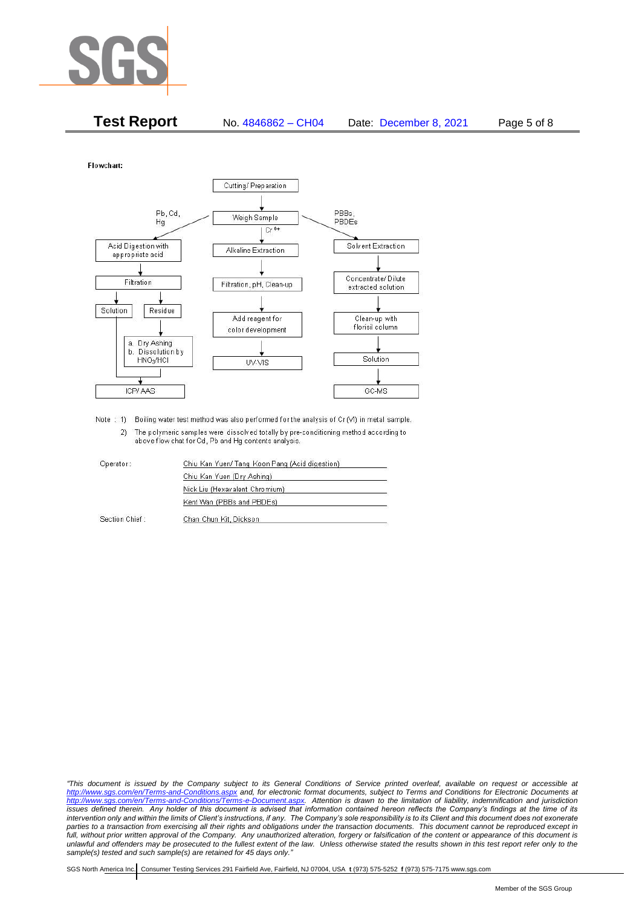**Test Report** No. 4846862 – CH04 Date: December 8, 2021

Flowchart:

Cutting/ Preparation → Weigh Sample

**Pb, Cd, Hg:**
Weigh Sample → Acid Digestion with appropriate acid → Filtration → Solution / Residue
- Solution → ICP/ AAS
- Residue → a. Dry Ashing b. Dissolution by $HNO_3$/HCl → ICP/ AAS

**$Cr^{6+}$:**
Weigh Sample → Alkaline Extraction → Filtration, pH, Clean-up → Add reagent for color development → UV-VIS

**PBBs, PBDEs:**
Weigh Sample → Solvent Extraction → Concentrate/ Dilute extracted solution → Clean-up with florisil column → Solution → GC-MS

Note : 1) Boiling water test method was also performed for the analysis of Cr (VI) in metal sample.

2) The polymeric samples were dissolved totally by pre-conditioning method according to above flow chat for Cd, Pb and Hg contents analysis.

| | |
|---|---|
| Operator: | Chiu Kan Yuen/ Tang Koon Pang (Acid digestion) |
| | Chiu Kan Yuen (Dry Ashing) |
| | Nick Liu (Hexavalent Chromium) |
| | Kent Wan (PBBs and PBDEs) |
| Section Chief: | Chan Chun Kit, Dickson |

*"This document is issued by the Company subject to its General Conditions of Service printed overleaf, available on request or accessible at http://www.sgs.com/en/Terms-and-Conditions.aspx and, for electronic format documents, subject to Terms and Conditions for Electronic Documents at http://www.sgs.com/en/Terms-and-Conditions/Terms-e-Document.aspx. Attention is drawn to the limitation of liability, indemnification and jurisdiction issues defined therein. Any holder of this document is advised that information contained hereon reflects the Company's findings at the time of its intervention only and within the limits of Client's instructions, if any. The Company's sole responsibility is to its Client and this document does not exonerate parties to a transaction from exercising all their rights and obligations under the transaction documents. This document cannot be reproduced except in full, without prior written approval of the Company. Any unauthorized alteration, forgery or falsification of the content or appearance of this document is unlawful and offenders may be prosecuted to the fullest extent of the law. Unless otherwise stated the results shown in this test report refer only to the sample(s) tested and such sample(s) are retained for 45 days only."*

SGS North America Inc. | Consumer Testing Services 291 Fairfield Ave, Fairfield, NJ 07004, USA **t** (973) 575-5252 **f** (973) 575-7175 www.sgs.com

Member of the SGS Group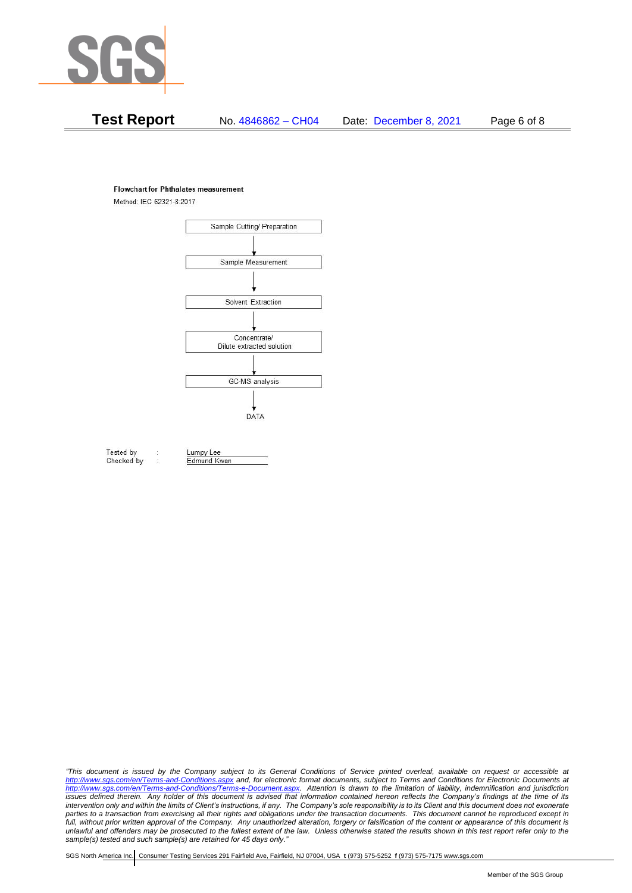**Flowchart for Phthalates measurement**

Method: IEC 62321-8:2017

Sample Cutting/ Preparation

↓

Sample Measurement

↓

Solvent Extraction

↓

Concentrate/
Dilute extracted solution

↓

GC-MS analysis

↓

DATA

| | | |
|---|---|---|
| Tested by | : | Lumpy Lee |
| Checked by | : | Edmund Kwan |

*"This document is issued by the Company subject to its General Conditions of Service printed overleaf, available on request or accessible at http://www.sgs.com/en/Terms-and-Conditions.aspx and, for electronic format documents, subject to Terms and Conditions for Electronic Documents at http://www.sgs.com/en/Terms-and-Conditions/Terms-e-Document.aspx. Attention is drawn to the limitation of liability, indemnification and jurisdiction issues defined therein. Any holder of this document is advised that information contained hereon reflects the Company's findings at the time of its intervention only and within the limits of Client's instructions, if any. The Company's sole responsibility is to its Client and this document does not exonerate parties to a transaction from exercising all their rights and obligations under the transaction documents. This document cannot be reproduced except in full, without prior written approval of the Company. Any unauthorized alteration, forgery or falsification of the content or appearance of this document is unlawful and offenders may be prosecuted to the fullest extent of the law. Unless otherwise stated the results shown in this test report refer only to the sample(s) tested and such sample(s) are retained for 45 days only."*

SGS North America Inc. | Consumer Testing Services 291 Fairfield Ave, Fairfield, NJ 07004, USA **t** (973) 575-5252 **f** (973) 575-7175 www.sgs.com

Member of the SGS Group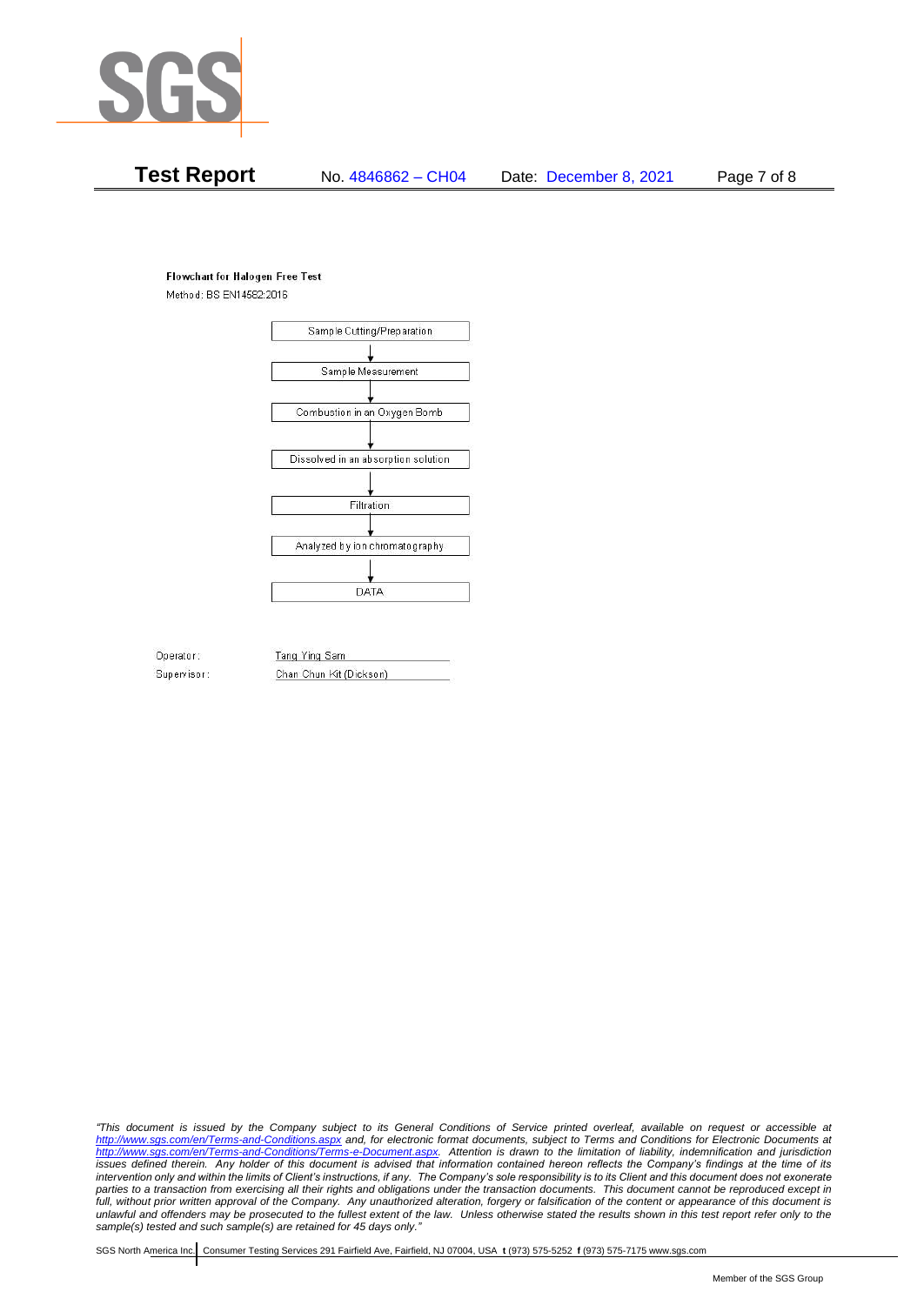**Flowchart for Halogen Free Test**

Method: BS EN14582:2016

Sample Cutting/Preparation

↓

Sample Measurement

↓

Combustion in an Oxygen Bomb

↓

Dissolved in an absorption solution

↓

Filtration

↓

Analyzed by ion chromatography

↓

DATA

Operator: Tang Ying Sam

Supervisor: Chan Chun Kit (Dickson)

*"This document is issued by the Company subject to its General Conditions of Service printed overleaf, available on request or accessible at http://www.sgs.com/en/Terms-and-Conditions.aspx and, for electronic format documents, subject to Terms and Conditions for Electronic Documents at http://www.sgs.com/en/Terms-and-Conditions/Terms-e-Document.aspx. Attention is drawn to the limitation of liability, indemnification and jurisdiction issues defined therein. Any holder of this document is advised that information contained hereon reflects the Company's findings at the time of its intervention only and within the limits of Client's instructions, if any. The Company's sole responsibility is to its Client and this document does not exonerate parties to a transaction from exercising all their rights and obligations under the transaction documents. This document cannot be reproduced except in full, without prior written approval of the Company. Any unauthorized alteration, forgery or falsification of the content or appearance of this document is unlawful and offenders may be prosecuted to the fullest extent of the law. Unless otherwise stated the results shown in this test report refer only to the sample(s) tested and such sample(s) are retained for 45 days only."*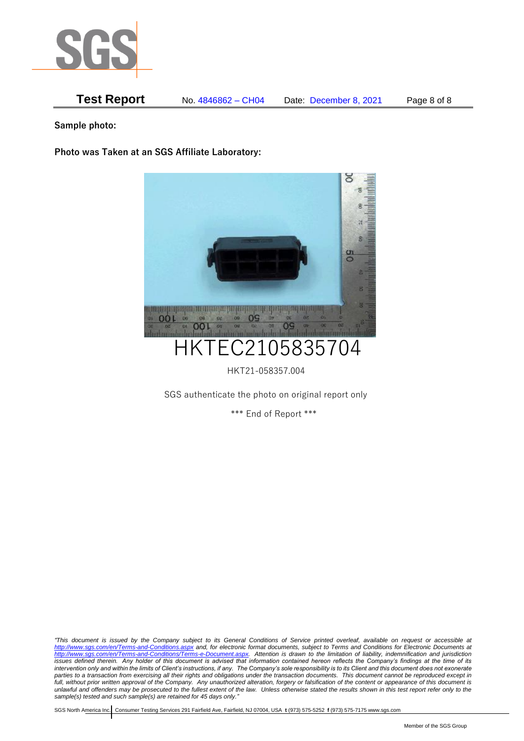**Sample photo:**

**Photo was Taken at an SGS Affiliate Laboratory:**

HKTEC2105835704

HKT21-058357.004

SGS authenticate the photo on original report only

\*\*\* End of Report \*\*\*

*"This document is issued by the Company subject to its General Conditions of Service printed overleaf, available on request or accessible at http://www.sgs.com/en/Terms-and-Conditions.aspx and, for electronic format documents, subject to Terms and Conditions for Electronic Documents at http://www.sgs.com/en/Terms-and-Conditions/Terms-e-Document.aspx. Attention is drawn to the limitation of liability, indemnification and jurisdiction issues defined therein. Any holder of this document is advised that information contained hereon reflects the Company's findings at the time of its intervention only and within the limits of Client's instructions, if any. The Company's sole responsibility is to its Client and this document does not exonerate parties to a transaction from exercising all their rights and obligations under the transaction documents. This document cannot be reproduced except in full, without prior written approval of the Company. Any unauthorized alteration, forgery or falsification of the content or appearance of this document is unlawful and offenders may be prosecuted to the fullest extent of the law. Unless otherwise stated the results shown in this test report refer only to the sample(s) tested and such sample(s) are retained for 45 days only."*

SGS North America Inc. | Consumer Testing Services 291 Fairfield Ave, Fairfield, NJ 07004, USA **t** (973) 575-5252 **f** (973) 575-7175 www.sgs.com

Member of the SGS Group